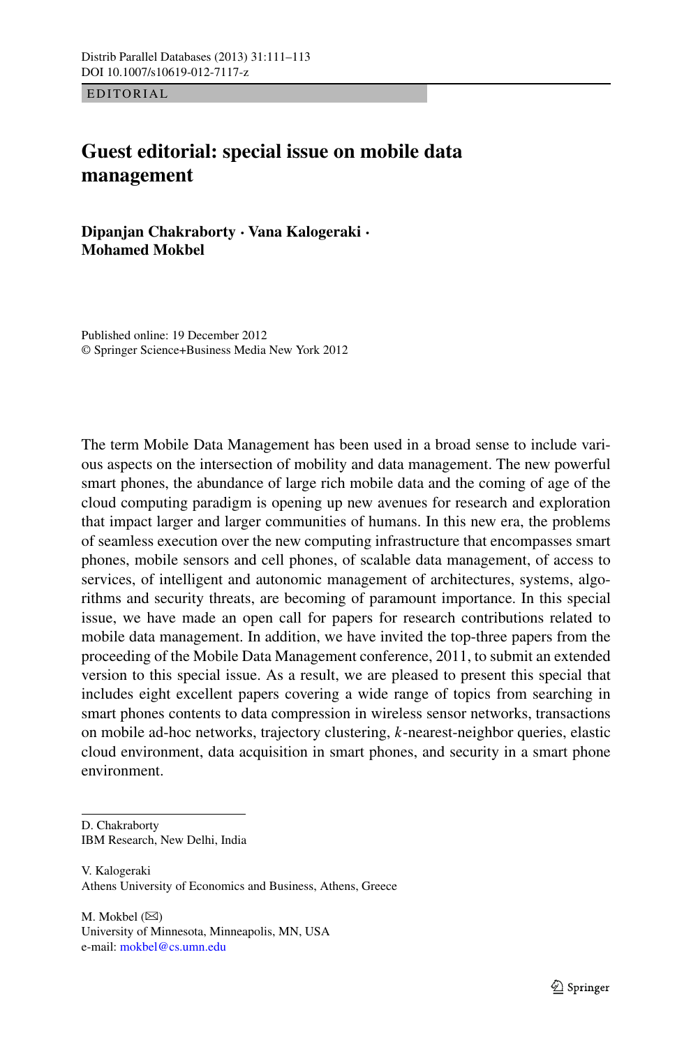EDITORIAL

# Guest editorial: special issue on mobile data management

**Dipanjan Chakraborty · Vana Kalogeraki · Mohamed Mokbel**

Published online: 19 December 2012
© Springer Science+Business Media New York 2012

The term Mobile Data Management has been used in a broad sense to include various aspects on the intersection of mobility and data management. The new powerful smart phones, the abundance of large rich mobile data and the coming of age of the cloud computing paradigm is opening up new avenues for research and exploration that impact larger and larger communities of humans. In this new era, the problems of seamless execution over the new computing infrastructure that encompasses smart phones, mobile sensors and cell phones, of scalable data management, of access to services, of intelligent and autonomic management of architectures, systems, algorithms and security threats, are becoming of paramount importance. In this special issue, we have made an open call for papers for research contributions related to mobile data management. In addition, we have invited the top-three papers from the proceeding of the Mobile Data Management conference, 2011, to submit an extended version to this special issue. As a result, we are pleased to present this special that includes eight excellent papers covering a wide range of topics from searching in smart phones contents to data compression in wireless sensor networks, transactions on mobile ad-hoc networks, trajectory clustering, $k$-nearest-neighbor queries, elastic cloud environment, data acquisition in smart phones, and security in a smart phone environment.

---

D. Chakraborty
IBM Research, New Delhi, India

V. Kalogeraki
Athens University of Economics and Business, Athens, Greece

M. Mokbel (✉)
University of Minnesota, Minneapolis, MN, USA
e-mail: mokbel@cs.umn.edu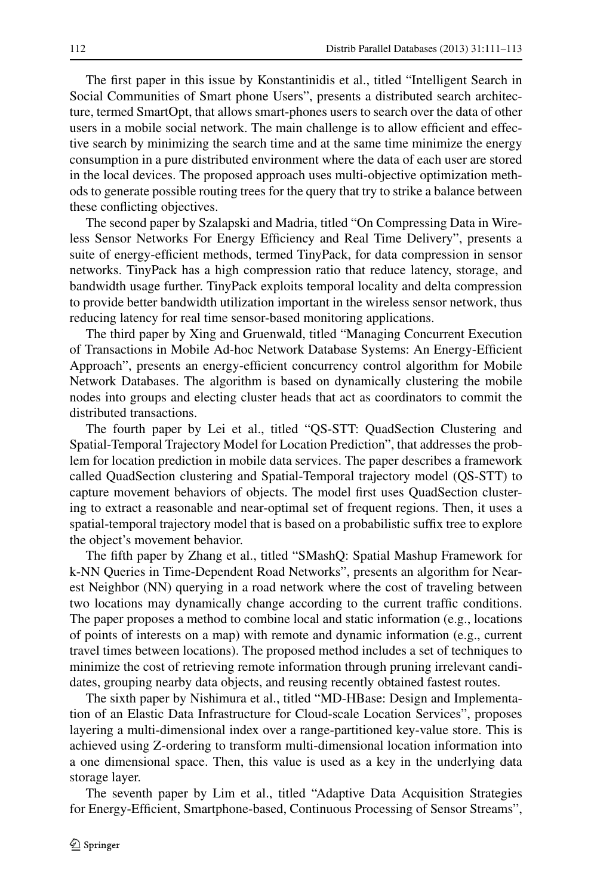The first paper in this issue by Konstantinidis et al., titled "Intelligent Search in Social Communities of Smart phone Users", presents a distributed search architecture, termed SmartOpt, that allows smart-phones users to search over the data of other users in a mobile social network. The main challenge is to allow efficient and effective search by minimizing the search time and at the same time minimize the energy consumption in a pure distributed environment where the data of each user are stored in the local devices. The proposed approach uses multi-objective optimization methods to generate possible routing trees for the query that try to strike a balance between these conflicting objectives.

The second paper by Szalapski and Madria, titled "On Compressing Data in Wireless Sensor Networks For Energy Efficiency and Real Time Delivery", presents a suite of energy-efficient methods, termed TinyPack, for data compression in sensor networks. TinyPack has a high compression ratio that reduce latency, storage, and bandwidth usage further. TinyPack exploits temporal locality and delta compression to provide better bandwidth utilization important in the wireless sensor network, thus reducing latency for real time sensor-based monitoring applications.

The third paper by Xing and Gruenwald, titled "Managing Concurrent Execution of Transactions in Mobile Ad-hoc Network Database Systems: An Energy-Efficient Approach", presents an energy-efficient concurrency control algorithm for Mobile Network Databases. The algorithm is based on dynamically clustering the mobile nodes into groups and electing cluster heads that act as coordinators to commit the distributed transactions.

The fourth paper by Lei et al., titled "QS-STT: QuadSection Clustering and Spatial-Temporal Trajectory Model for Location Prediction", that addresses the problem for location prediction in mobile data services. The paper describes a framework called QuadSection clustering and Spatial-Temporal trajectory model (QS-STT) to capture movement behaviors of objects. The model first uses QuadSection clustering to extract a reasonable and near-optimal set of frequent regions. Then, it uses a spatial-temporal trajectory model that is based on a probabilistic suffix tree to explore the object's movement behavior.

The fifth paper by Zhang et al., titled "SMashQ: Spatial Mashup Framework for k-NN Queries in Time-Dependent Road Networks", presents an algorithm for Nearest Neighbor (NN) querying in a road network where the cost of traveling between two locations may dynamically change according to the current traffic conditions. The paper proposes a method to combine local and static information (e.g., locations of points of interests on a map) with remote and dynamic information (e.g., current travel times between locations). The proposed method includes a set of techniques to minimize the cost of retrieving remote information through pruning irrelevant candidates, grouping nearby data objects, and reusing recently obtained fastest routes.

The sixth paper by Nishimura et al., titled "MD-HBase: Design and Implementation of an Elastic Data Infrastructure for Cloud-scale Location Services", proposes layering a multi-dimensional index over a range-partitioned key-value store. This is achieved using Z-ordering to transform multi-dimensional location information into a one dimensional space. Then, this value is used as a key in the underlying data storage layer.

The seventh paper by Lim et al., titled "Adaptive Data Acquisition Strategies for Energy-Efficient, Smartphone-based, Continuous Processing of Sensor Streams",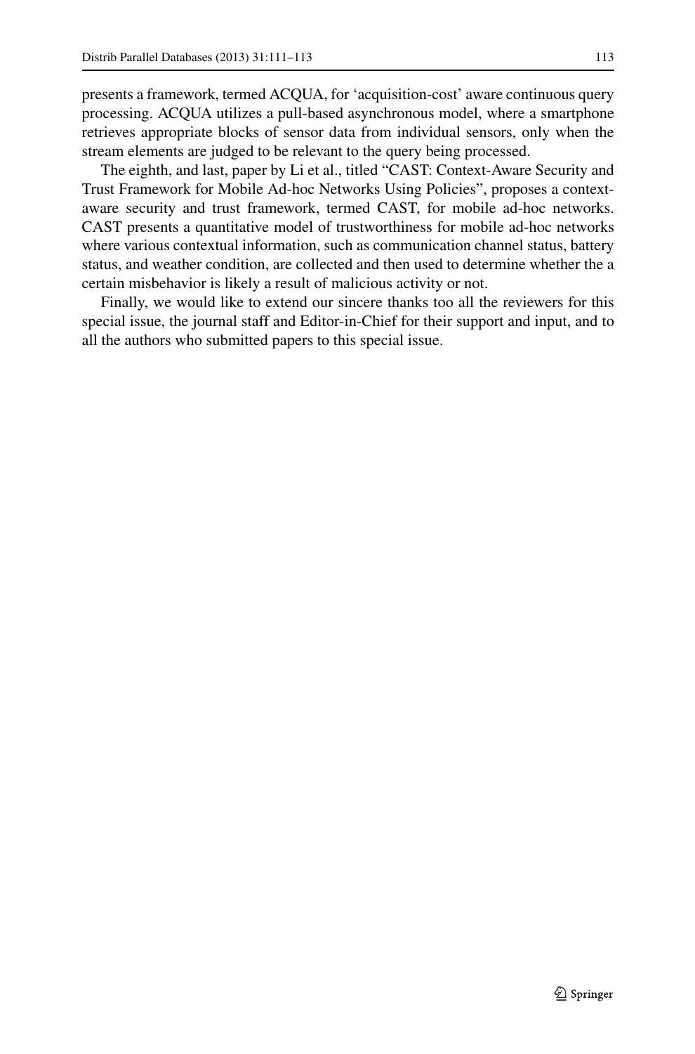presents a framework, termed ACQUA, for 'acquisition-cost' aware continuous query processing. ACQUA utilizes a pull-based asynchronous model, where a smartphone retrieves appropriate blocks of sensor data from individual sensors, only when the stream elements are judged to be relevant to the query being processed.

The eighth, and last, paper by Li et al., titled "CAST: Context-Aware Security and Trust Framework for Mobile Ad-hoc Networks Using Policies", proposes a context-aware security and trust framework, termed CAST, for mobile ad-hoc networks. CAST presents a quantitative model of trustworthiness for mobile ad-hoc networks where various contextual information, such as communication channel status, battery status, and weather condition, are collected and then used to determine whether the a certain misbehavior is likely a result of malicious activity or not.

Finally, we would like to extend our sincere thanks too all the reviewers for this special issue, the journal staff and Editor-in-Chief for their support and input, and to all the authors who submitted papers to this special issue.